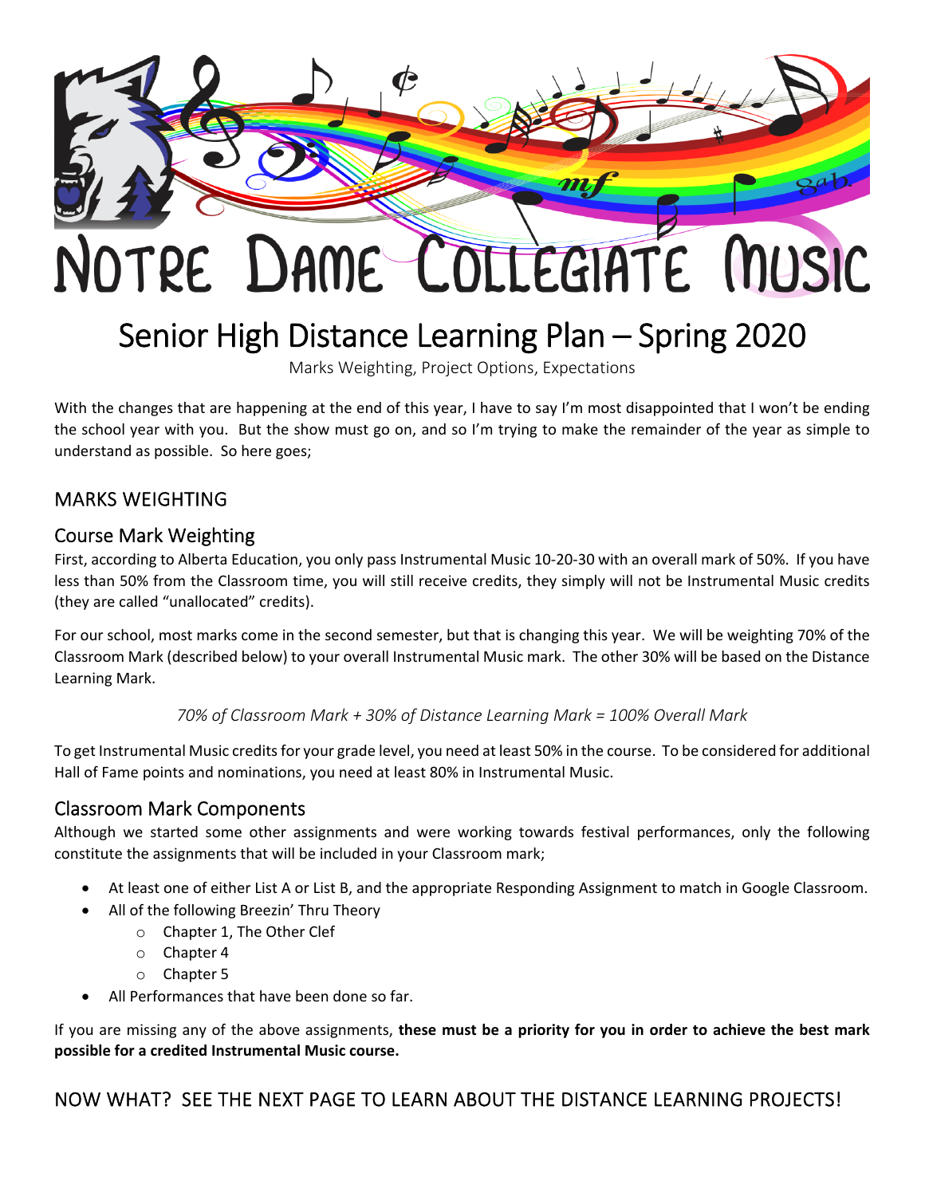# NOTRE DAME COLLEGIATE MUSIC

# Senior High Distance Learning Plan – Spring 2020

Marks Weighting, Project Options, Expectations

With the changes that are happening at the end of this year, I have to say I'm most disappointed that I won't be ending the school year with you. But the show must go on, and so I'm trying to make the remainder of the year as simple to understand as possible. So here goes;

## MARKS WEIGHTING

### Course Mark Weighting

First, according to Alberta Education, you only pass Instrumental Music 10-20-30 with an overall mark of 50%. If you have less than 50% from the Classroom time, you will still receive credits, they simply will not be Instrumental Music credits (they are called "unallocated" credits).

For our school, most marks come in the second semester, but that is changing this year. We will be weighting 70% of the Classroom Mark (described below) to your overall Instrumental Music mark. The other 30% will be based on the Distance Learning Mark.

*70% of Classroom Mark + 30% of Distance Learning Mark = 100% Overall Mark*

To get Instrumental Music credits for your grade level, you need at least 50% in the course. To be considered for additional Hall of Fame points and nominations, you need at least 80% in Instrumental Music.

### Classroom Mark Components

Although we started some other assignments and were working towards festival performances, only the following constitute the assignments that will be included in your Classroom mark;

- At least one of either List A or List B, and the appropriate Responding Assignment to match in Google Classroom.
- All of the following Breezin' Thru Theory
  - Chapter 1, The Other Clef
  - Chapter 4
  - Chapter 5
- All Performances that have been done so far.

If you are missing any of the above assignments, **these must be a priority for you in order to achieve the best mark possible for a credited Instrumental Music course.**

## NOW WHAT? SEE THE NEXT PAGE TO LEARN ABOUT THE DISTANCE LEARNING PROJECTS!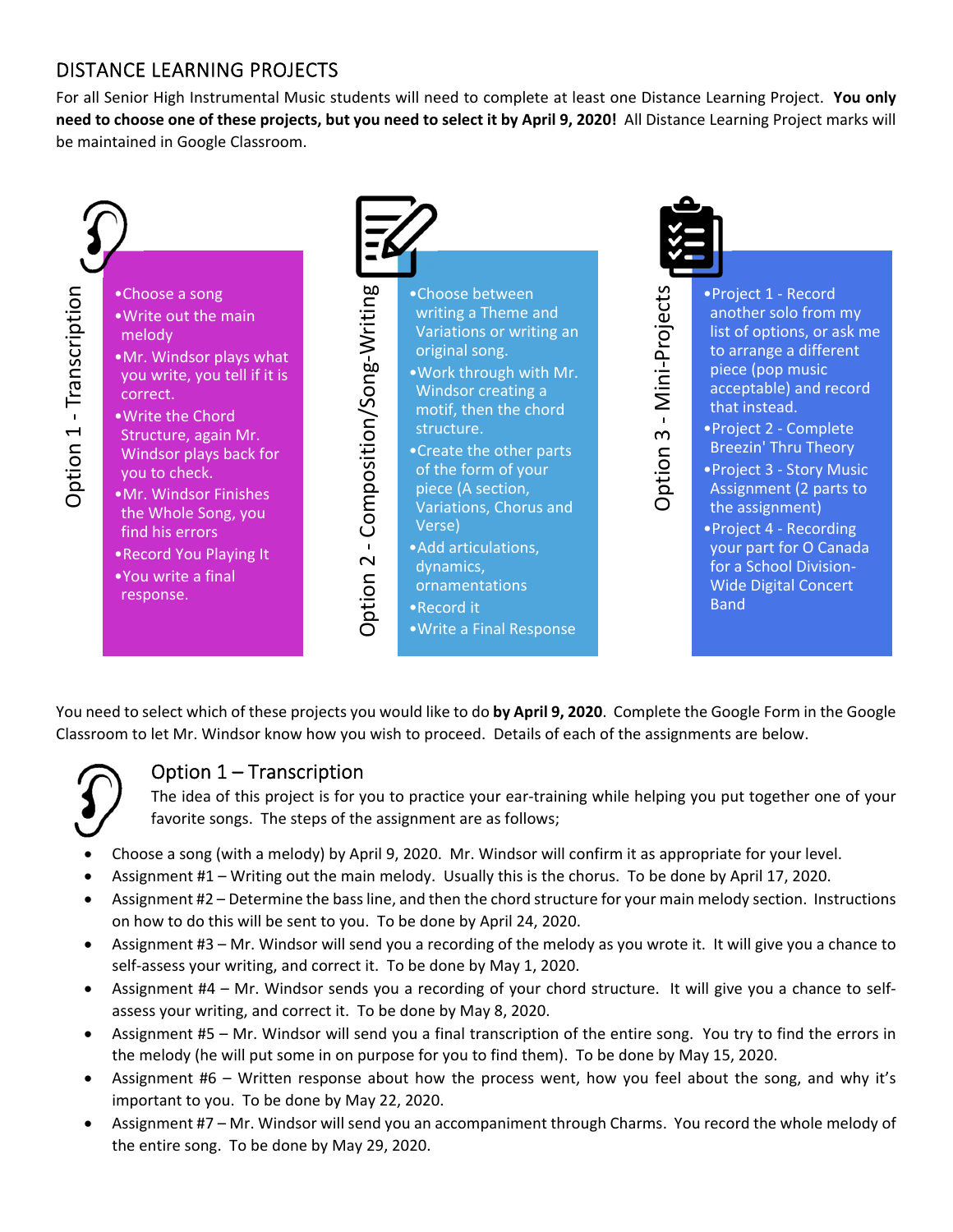## DISTANCE LEARNING PROJECTS

For all Senior High Instrumental Music students will need to complete at least one Distance Learning Project. **You only need to choose one of these projects, but you need to select it by April 9, 2020!** All Distance Learning Project marks will be maintained in Google Classroom.

### Option 1 - Transcription

- Choose a song
- Write out the main melody
- Mr. Windsor plays what you write, you tell if it is correct.
- Write the Chord Structure, again Mr. Windsor plays back for you to check.
- Mr. Windsor Finishes the Whole Song, you find his errors
- Record You Playing It
- You write a final response.

### Option 2 - Composition/Song-Writing

- Choose between writing a Theme and Variations or writing an original song.
- Work through with Mr. Windsor creating a motif, then the chord structure.
- Create the other parts of the form of your piece (A section, Variations, Chorus and Verse)
- Add articulations, dynamics, ornamentations
- Record it
- Write a Final Response

### Option 3 - Mini-Projects

- Project 1 - Record another solo from my list of options, or ask me to arrange a different piece (pop music acceptable) and record that instead.
- Project 2 - Complete Breezin' Thru Theory
- Project 3 - Story Music Assignment (2 parts to the assignment)
- Project 4 - Recording your part for O Canada for a School Division-Wide Digital Concert Band

You need to select which of these projects you would like to do **by April 9, 2020**. Complete the Google Form in the Google Classroom to let Mr. Windsor know how you wish to proceed. Details of each of the assignments are below.

## Option 1 – Transcription

The idea of this project is for you to practice your ear-training while helping you put together one of your favorite songs. The steps of the assignment are as follows;

- Choose a song (with a melody) by April 9, 2020. Mr. Windsor will confirm it as appropriate for your level.
- Assignment #1 – Writing out the main melody. Usually this is the chorus. To be done by April 17, 2020.
- Assignment #2 – Determine the bass line, and then the chord structure for your main melody section. Instructions on how to do this will be sent to you. To be done by April 24, 2020.
- Assignment #3 – Mr. Windsor will send you a recording of the melody as you wrote it. It will give you a chance to self-assess your writing, and correct it. To be done by May 1, 2020.
- Assignment #4 – Mr. Windsor sends you a recording of your chord structure. It will give you a chance to self-assess your writing, and correct it. To be done by May 8, 2020.
- Assignment #5 – Mr. Windsor will send you a final transcription of the entire song. You try to find the errors in the melody (he will put some in on purpose for you to find them). To be done by May 15, 2020.
- Assignment #6 – Written response about how the process went, how you feel about the song, and why it's important to you. To be done by May 22, 2020.
- Assignment #7 – Mr. Windsor will send you an accompaniment through Charms. You record the whole melody of the entire song. To be done by May 29, 2020.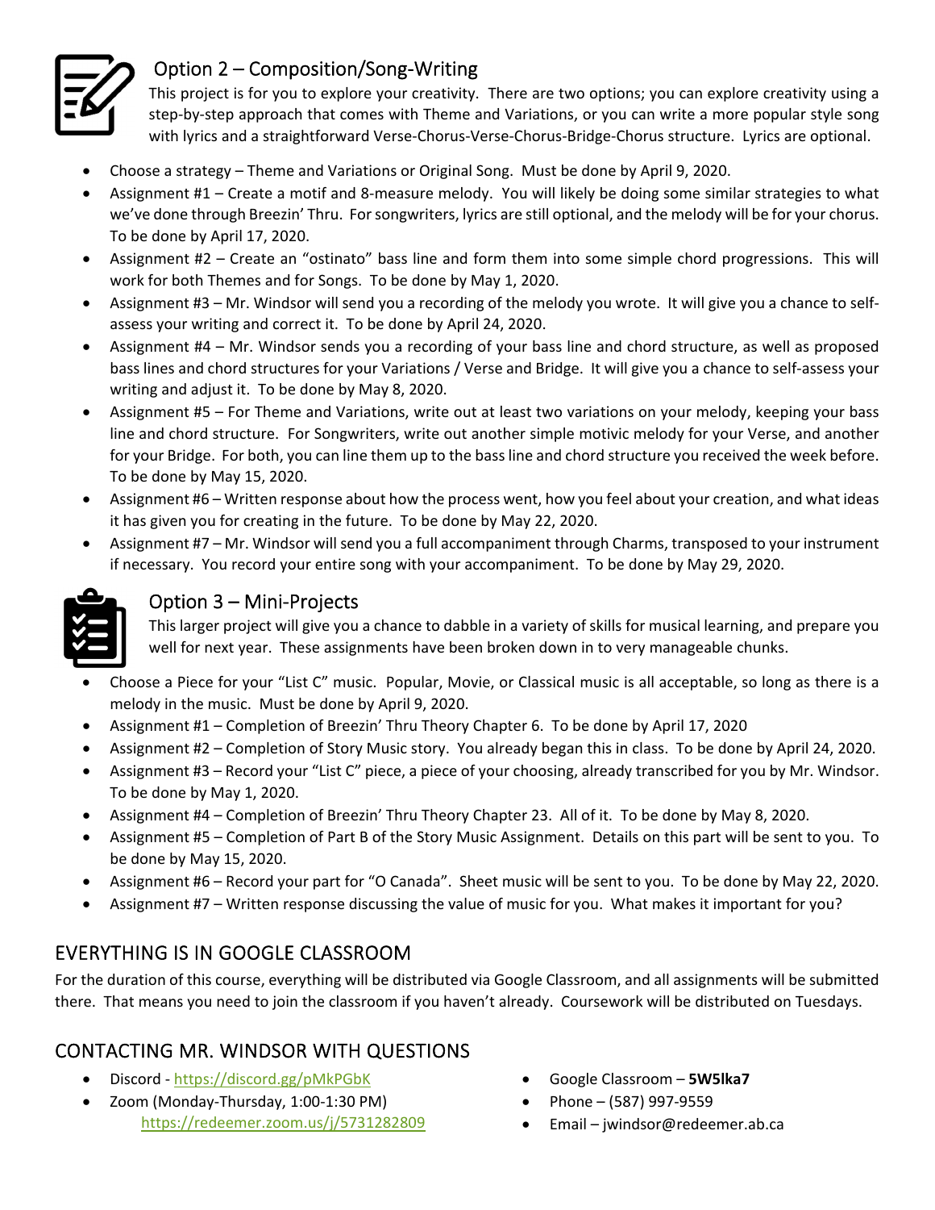## Option 2 – Composition/Song-Writing

This project is for you to explore your creativity. There are two options; you can explore creativity using a step-by-step approach that comes with Theme and Variations, or you can write a more popular style song with lyrics and a straightforward Verse-Chorus-Verse-Chorus-Bridge-Chorus structure. Lyrics are optional.

- Choose a strategy – Theme and Variations or Original Song. Must be done by April 9, 2020.
- Assignment #1 – Create a motif and 8-measure melody. You will likely be doing some similar strategies to what we've done through Breezin' Thru. For songwriters, lyrics are still optional, and the melody will be for your chorus. To be done by April 17, 2020.
- Assignment #2 – Create an "ostinato" bass line and form them into some simple chord progressions. This will work for both Themes and for Songs. To be done by May 1, 2020.
- Assignment #3 – Mr. Windsor will send you a recording of the melody you wrote. It will give you a chance to self-assess your writing and correct it. To be done by April 24, 2020.
- Assignment #4 – Mr. Windsor sends you a recording of your bass line and chord structure, as well as proposed bass lines and chord structures for your Variations / Verse and Bridge. It will give you a chance to self-assess your writing and adjust it. To be done by May 8, 2020.
- Assignment #5 – For Theme and Variations, write out at least two variations on your melody, keeping your bass line and chord structure. For Songwriters, write out another simple motivic melody for your Verse, and another for your Bridge. For both, you can line them up to the bass line and chord structure you received the week before. To be done by May 15, 2020.
- Assignment #6 – Written response about how the process went, how you feel about your creation, and what ideas it has given you for creating in the future. To be done by May 22, 2020.
- Assignment #7 – Mr. Windsor will send you a full accompaniment through Charms, transposed to your instrument if necessary. You record your entire song with your accompaniment. To be done by May 29, 2020.

## Option 3 – Mini-Projects

This larger project will give you a chance to dabble in a variety of skills for musical learning, and prepare you well for next year. These assignments have been broken down in to very manageable chunks.

- Choose a Piece for your "List C" music. Popular, Movie, or Classical music is all acceptable, so long as there is a melody in the music. Must be done by April 9, 2020.
- Assignment #1 – Completion of Breezin' Thru Theory Chapter 6. To be done by April 17, 2020
- Assignment #2 – Completion of Story Music story. You already began this in class. To be done by April 24, 2020.
- Assignment #3 – Record your "List C" piece, a piece of your choosing, already transcribed for you by Mr. Windsor. To be done by May 1, 2020.
- Assignment #4 – Completion of Breezin' Thru Theory Chapter 23. All of it. To be done by May 8, 2020.
- Assignment #5 – Completion of Part B of the Story Music Assignment. Details on this part will be sent to you. To be done by May 15, 2020.
- Assignment #6 – Record your part for "O Canada". Sheet music will be sent to you. To be done by May 22, 2020.
- Assignment #7 – Written response discussing the value of music for you. What makes it important for you?

## EVERYTHING IS IN GOOGLE CLASSROOM

For the duration of this course, everything will be distributed via Google Classroom, and all assignments will be submitted there. That means you need to join the classroom if you haven't already. Coursework will be distributed on Tuesdays.

## CONTACTING MR. WINDSOR WITH QUESTIONS

- Discord - https://discord.gg/pMkPGbK
- Zoom (Monday-Thursday, 1:00-1:30 PM) https://redeemer.zoom.us/j/5731282809
- Google Classroom – **5W5lka7**
- Phone – (587) 997-9559
- Email – jwindsor@redeemer.ab.ca